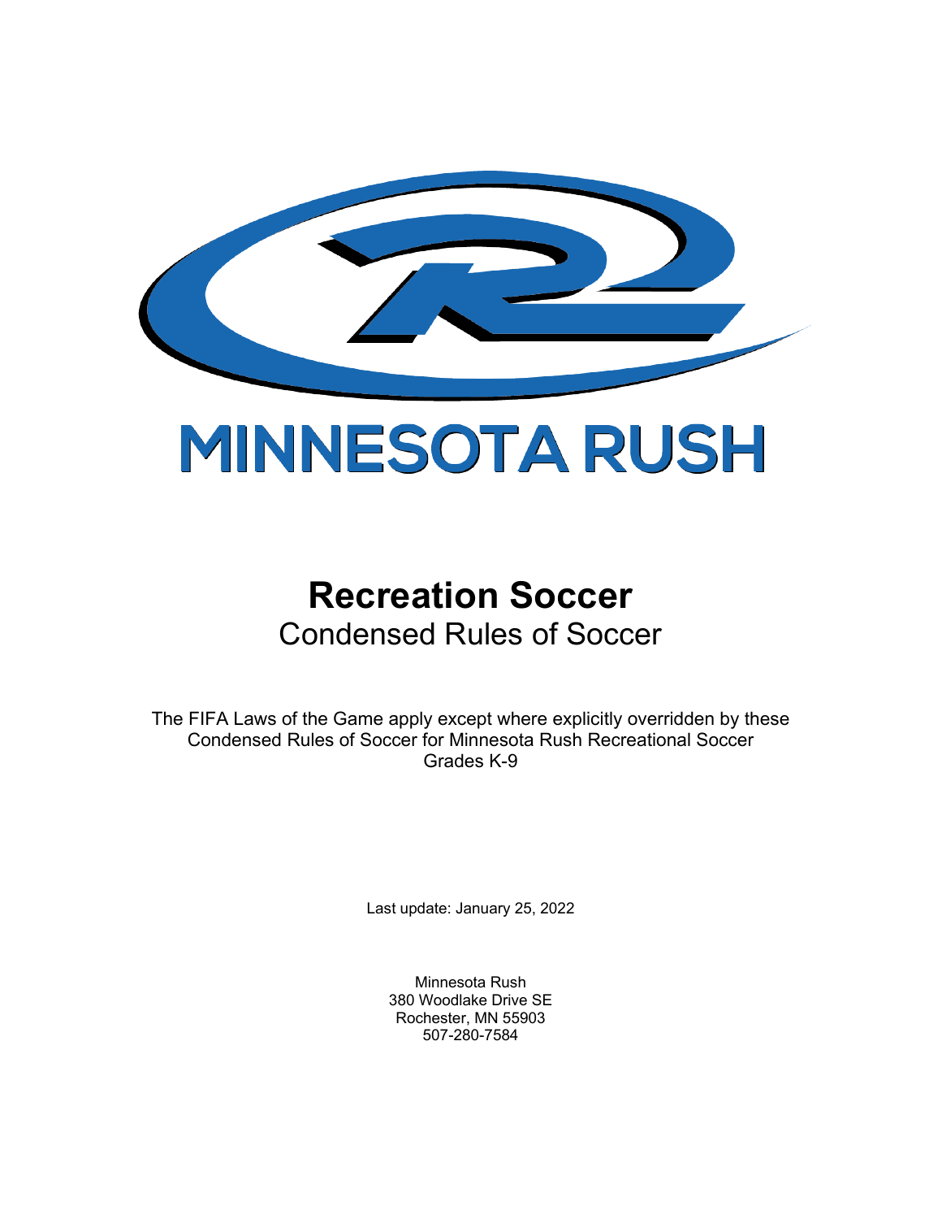MINNESOTA RUSH

# Recreation Soccer

## Condensed Rules of Soccer

The FIFA Laws of the Game apply except where explicitly overridden by these Condensed Rules of Soccer for Minnesota Rush Recreational Soccer Grades K-9

Last update: January 25, 2022

Minnesota Rush
380 Woodlake Drive SE
Rochester, MN 55903
507-280-7584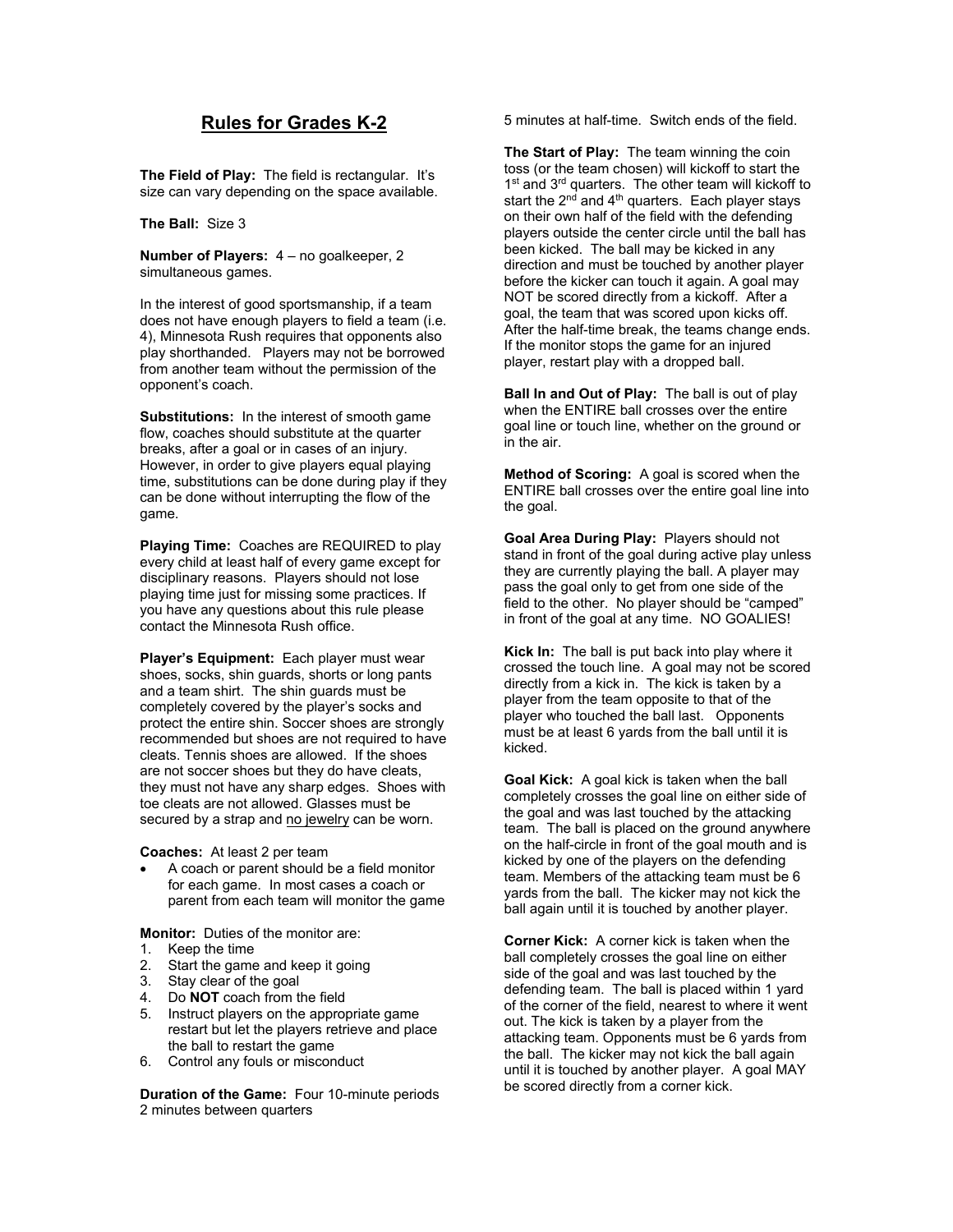## Rules for Grades K-2

**The Field of Play:** The field is rectangular. It's size can vary depending on the space available.

**The Ball:** Size 3

**Number of Players:** 4 – no goalkeeper, 2 simultaneous games.

In the interest of good sportsmanship, if a team does not have enough players to field a team (i.e. 4), Minnesota Rush requires that opponents also play shorthanded. Players may not be borrowed from another team without the permission of the opponent's coach.

**Substitutions:** In the interest of smooth game flow, coaches should substitute at the quarter breaks, after a goal or in cases of an injury. However, in order to give players equal playing time, substitutions can be done during play if they can be done without interrupting the flow of the game.

**Playing Time:** Coaches are REQUIRED to play every child at least half of every game except for disciplinary reasons. Players should not lose playing time just for missing some practices. If you have any questions about this rule please contact the Minnesota Rush office.

**Player's Equipment:** Each player must wear shoes, socks, shin guards, shorts or long pants and a team shirt. The shin guards must be completely covered by the player's socks and protect the entire shin. Soccer shoes are strongly recommended but shoes are not required to have cleats. Tennis shoes are allowed. If the shoes are not soccer shoes but they do have cleats, they must not have any sharp edges. Shoes with toe cleats are not allowed. Glasses must be secured by a strap and no jewelry can be worn.

**Coaches:** At least 2 per team

- A coach or parent should be a field monitor for each game. In most cases a coach or parent from each team will monitor the game

**Monitor:** Duties of the monitor are:

1. Keep the time
2. Start the game and keep it going
3. Stay clear of the goal
4. Do **NOT** coach from the field
5. Instruct players on the appropriate game restart but let the players retrieve and place the ball to restart the game
6. Control any fouls or misconduct

**Duration of the Game:** Four 10-minute periods
2 minutes between quarters
5 minutes at half-time. Switch ends of the field.

**The Start of Play:** The team winning the coin toss (or the team chosen) will kickoff to start the 1st and 3rd quarters. The other team will kickoff to start the 2nd and 4th quarters. Each player stays on their own half of the field with the defending players outside the center circle until the ball has been kicked. The ball may be kicked in any direction and must be touched by another player before the kicker can touch it again. A goal may NOT be scored directly from a kickoff. After a goal, the team that was scored upon kicks off. After the half-time break, the teams change ends. If the monitor stops the game for an injured player, restart play with a dropped ball.

**Ball In and Out of Play:** The ball is out of play when the ENTIRE ball crosses over the entire goal line or touch line, whether on the ground or in the air.

**Method of Scoring:** A goal is scored when the ENTIRE ball crosses over the entire goal line into the goal.

**Goal Area During Play:** Players should not stand in front of the goal during active play unless they are currently playing the ball. A player may pass the goal only to get from one side of the field to the other. No player should be "camped" in front of the goal at any time. NO GOALIES!

**Kick In:** The ball is put back into play where it crossed the touch line. A goal may not be scored directly from a kick in. The kick is taken by a player from the team opposite to that of the player who touched the ball last. Opponents must be at least 6 yards from the ball until it is kicked.

**Goal Kick:** A goal kick is taken when the ball completely crosses the goal line on either side of the goal and was last touched by the attacking team. The ball is placed on the ground anywhere on the half-circle in front of the goal mouth and is kicked by one of the players on the defending team. Members of the attacking team must be 6 yards from the ball. The kicker may not kick the ball again until it is touched by another player.

**Corner Kick:** A corner kick is taken when the ball completely crosses the goal line on either side of the goal and was last touched by the defending team. The ball is placed within 1 yard of the corner of the field, nearest to where it went out. The kick is taken by a player from the attacking team. Opponents must be 6 yards from the ball. The kicker may not kick the ball again until it is touched by another player. A goal MAY be scored directly from a corner kick.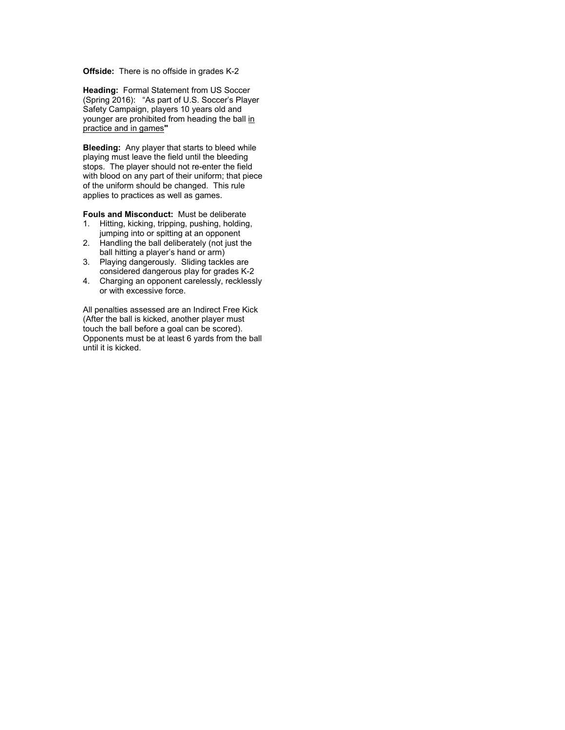**Offside:** There is no offside in grades K-2

**Heading:** Formal Statement from US Soccer (Spring 2016): "As part of U.S. Soccer's Player Safety Campaign, players 10 years old and younger are prohibited from heading the ball <u>in practice and in games</u>**"**

**Bleeding:** Any player that starts to bleed while playing must leave the field until the bleeding stops. The player should not re-enter the field with blood on any part of their uniform; that piece of the uniform should be changed. This rule applies to practices as well as games.

**Fouls and Misconduct:** Must be deliberate

1. Hitting, kicking, tripping, pushing, holding, jumping into or spitting at an opponent
2. Handling the ball deliberately (not just the ball hitting a player's hand or arm)
3. Playing dangerously. Sliding tackles are considered dangerous play for grades K-2
4. Charging an opponent carelessly, recklessly or with excessive force.

All penalties assessed are an Indirect Free Kick (After the ball is kicked, another player must touch the ball before a goal can be scored). Opponents must be at least 6 yards from the ball until it is kicked.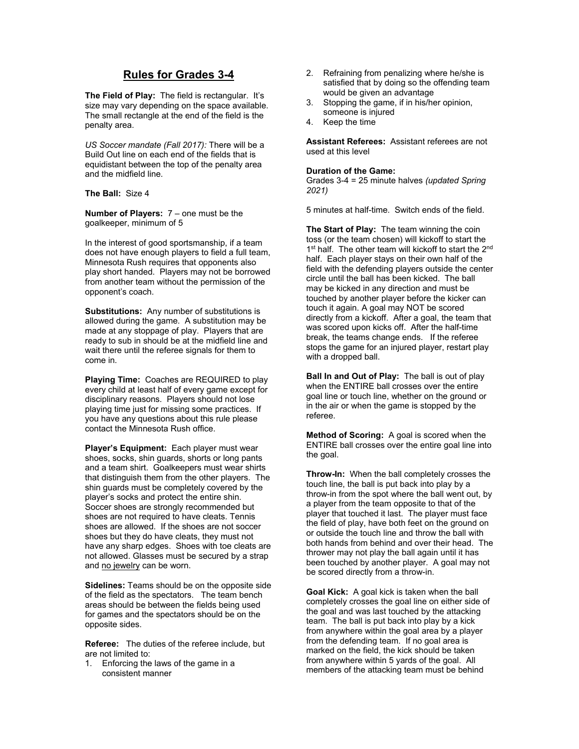## Rules for Grades 3-4

**The Field of Play:** The field is rectangular. It's size may vary depending on the space available. The small rectangle at the end of the field is the penalty area.

*US Soccer mandate (Fall 2017):* There will be a Build Out line on each end of the fields that is equidistant between the top of the penalty area and the midfield line.

**The Ball:** Size 4

**Number of Players:** 7 – one must be the goalkeeper, minimum of 5

In the interest of good sportsmanship, if a team does not have enough players to field a full team, Minnesota Rush requires that opponents also play short handed. Players may not be borrowed from another team without the permission of the opponent's coach.

**Substitutions:** Any number of substitutions is allowed during the game. A substitution may be made at any stoppage of play. Players that are ready to sub in should be at the midfield line and wait there until the referee signals for them to come in.

**Playing Time:** Coaches are REQUIRED to play every child at least half of every game except for disciplinary reasons. Players should not lose playing time just for missing some practices. If you have any questions about this rule please contact the Minnesota Rush office.

**Player's Equipment:** Each player must wear shoes, socks, shin guards, shorts or long pants and a team shirt. Goalkeepers must wear shirts that distinguish them from the other players. The shin guards must be completely covered by the player's socks and protect the entire shin. Soccer shoes are strongly recommended but shoes are not required to have cleats. Tennis shoes are allowed. If the shoes are not soccer shoes but they do have cleats, they must not have any sharp edges. Shoes with toe cleats are not allowed. Glasses must be secured by a strap and no jewelry can be worn.

**Sidelines:** Teams should be on the opposite side of the field as the spectators. The team bench areas should be between the fields being used for games and the spectators should be on the opposite sides.

**Referee:** The duties of the referee include, but are not limited to:

1. Enforcing the laws of the game in a consistent manner
2. Refraining from penalizing where he/she is satisfied that by doing so the offending team would be given an advantage
3. Stopping the game, if in his/her opinion, someone is injured
4. Keep the time

**Assistant Referees:** Assistant referees are not used at this level

**Duration of the Game:**
Grades 3-4 = 25 minute halves *(updated Spring 2021)*

5 minutes at half-time. Switch ends of the field.

**The Start of Play:** The team winning the coin toss (or the team chosen) will kickoff to start the 1st half. The other team will kickoff to start the 2nd half. Each player stays on their own half of the field with the defending players outside the center circle until the ball has been kicked. The ball may be kicked in any direction and must be touched by another player before the kicker can touch it again. A goal may NOT be scored directly from a kickoff. After a goal, the team that was scored upon kicks off. After the half-time break, the teams change ends. If the referee stops the game for an injured player, restart play with a dropped ball.

**Ball In and Out of Play:** The ball is out of play when the ENTIRE ball crosses over the entire goal line or touch line, whether on the ground or in the air or when the game is stopped by the referee.

**Method of Scoring:** A goal is scored when the ENTIRE ball crosses over the entire goal line into the goal.

**Throw-In:** When the ball completely crosses the touch line, the ball is put back into play by a throw-in from the spot where the ball went out, by a player from the team opposite to that of the player that touched it last. The player must face the field of play, have both feet on the ground on or outside the touch line and throw the ball with both hands from behind and over their head. The thrower may not play the ball again until it has been touched by another player. A goal may not be scored directly from a throw-in.

**Goal Kick:** A goal kick is taken when the ball completely crosses the goal line on either side of the goal and was last touched by the attacking team. The ball is put back into play by a kick from anywhere within the goal area by a player from the defending team. If no goal area is marked on the field, the kick should be taken from anywhere within 5 yards of the goal. All members of the attacking team must be behind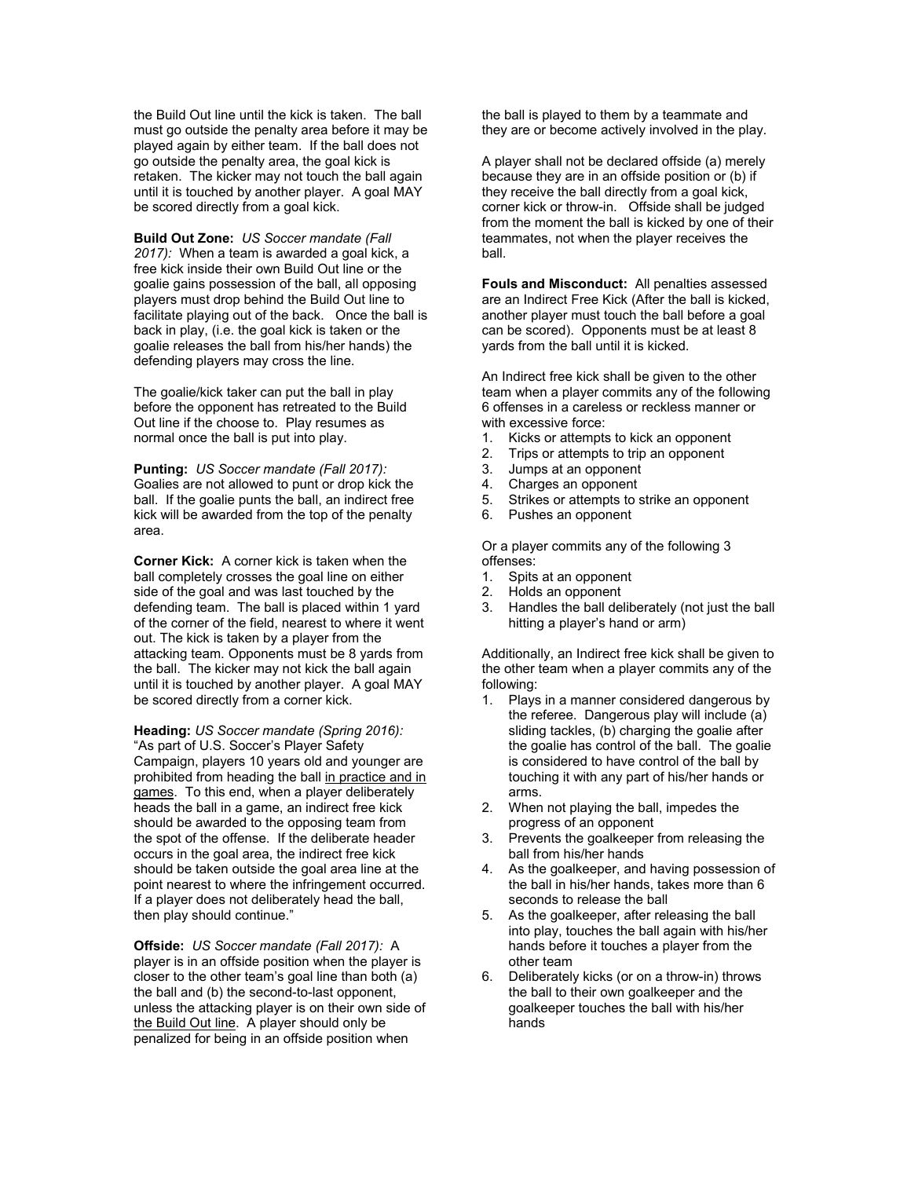the Build Out line until the kick is taken. The ball must go outside the penalty area before it may be played again by either team. If the ball does not go outside the penalty area, the goal kick is retaken. The kicker may not touch the ball again until it is touched by another player. A goal MAY be scored directly from a goal kick.

**Build Out Zone:** *US Soccer mandate (Fall 2017):* When a team is awarded a goal kick, a free kick inside their own Build Out line or the goalie gains possession of the ball, all opposing players must drop behind the Build Out line to facilitate playing out of the back. Once the ball is back in play, (i.e. the goal kick is taken or the goalie releases the ball from his/her hands) the defending players may cross the line.

The goalie/kick taker can put the ball in play before the opponent has retreated to the Build Out line if the choose to. Play resumes as normal once the ball is put into play.

**Punting:** *US Soccer mandate (Fall 2017):* Goalies are not allowed to punt or drop kick the ball. If the goalie punts the ball, an indirect free kick will be awarded from the top of the penalty area.

**Corner Kick:** A corner kick is taken when the ball completely crosses the goal line on either side of the goal and was last touched by the defending team. The ball is placed within 1 yard of the corner of the field, nearest to where it went out. The kick is taken by a player from the attacking team. Opponents must be 8 yards from the ball. The kicker may not kick the ball again until it is touched by another player. A goal MAY be scored directly from a corner kick.

**Heading:** *US Soccer mandate (Spring 2016):* "As part of U.S. Soccer's Player Safety Campaign, players 10 years old and younger are prohibited from heading the ball in practice and in games. To this end, when a player deliberately heads the ball in a game, an indirect free kick should be awarded to the opposing team from the spot of the offense. If the deliberate header occurs in the goal area, the indirect free kick should be taken outside the goal area line at the point nearest to where the infringement occurred. If a player does not deliberately head the ball, then play should continue."

**Offside:** *US Soccer mandate (Fall 2017):* A player is in an offside position when the player is closer to the other team's goal line than both (a) the ball and (b) the second-to-last opponent, unless the attacking player is on their own side of the Build Out line. A player should only be penalized for being in an offside position when the ball is played to them by a teammate and they are or become actively involved in the play.

A player shall not be declared offside (a) merely because they are in an offside position or (b) if they receive the ball directly from a goal kick, corner kick or throw-in. Offside shall be judged from the moment the ball is kicked by one of their teammates, not when the player receives the ball.

**Fouls and Misconduct:** All penalties assessed are an Indirect Free Kick (After the ball is kicked, another player must touch the ball before a goal can be scored). Opponents must be at least 8 yards from the ball until it is kicked.

An Indirect free kick shall be given to the other team when a player commits any of the following 6 offenses in a careless or reckless manner or with excessive force:

1. Kicks or attempts to kick an opponent
2. Trips or attempts to trip an opponent
3. Jumps at an opponent
4. Charges an opponent
5. Strikes or attempts to strike an opponent
6. Pushes an opponent

Or a player commits any of the following 3 offenses:

1. Spits at an opponent
2. Holds an opponent
3. Handles the ball deliberately (not just the ball hitting a player's hand or arm)

Additionally, an Indirect free kick shall be given to the other team when a player commits any of the following:

1. Plays in a manner considered dangerous by the referee. Dangerous play will include (a) sliding tackles, (b) charging the goalie after the goalie has control of the ball. The goalie is considered to have control of the ball by touching it with any part of his/her hands or arms.
2. When not playing the ball, impedes the progress of an opponent
3. Prevents the goalkeeper from releasing the ball from his/her hands
4. As the goalkeeper, and having possession of the ball in his/her hands, takes more than 6 seconds to release the ball
5. As the goalkeeper, after releasing the ball into play, touches the ball again with his/her hands before it touches a player from the other team
6. Deliberately kicks (or on a throw-in) throws the ball to their own goalkeeper and the goalkeeper touches the ball with his/her hands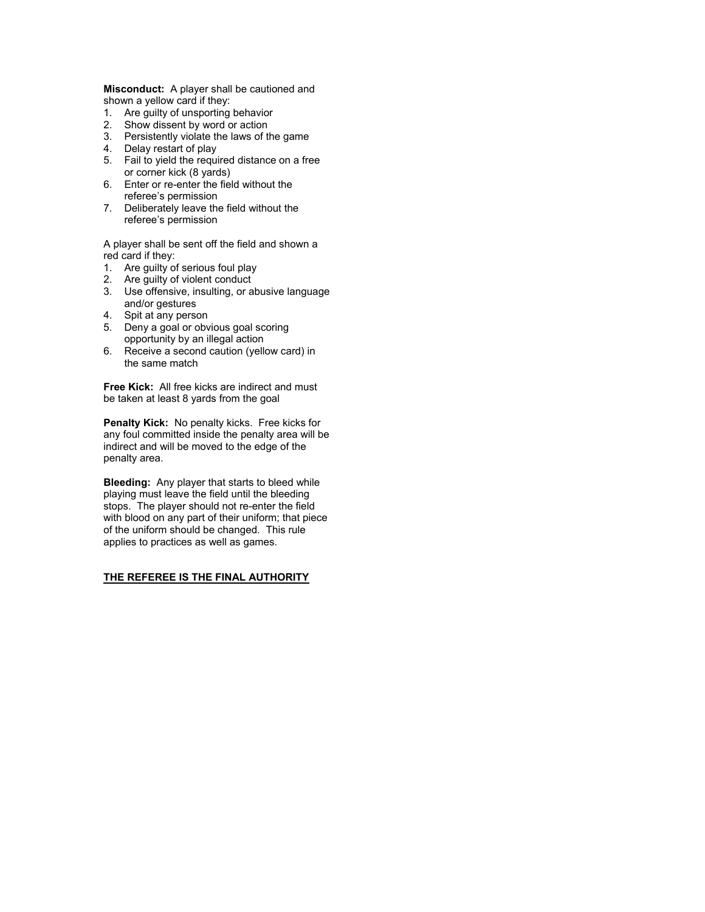**Misconduct:** A player shall be cautioned and shown a yellow card if they:

1. Are guilty of unsporting behavior
2. Show dissent by word or action
3. Persistently violate the laws of the game
4. Delay restart of play
5. Fail to yield the required distance on a free or corner kick (8 yards)
6. Enter or re-enter the field without the referee's permission
7. Deliberately leave the field without the referee's permission

A player shall be sent off the field and shown a red card if they:

1. Are guilty of serious foul play
2. Are guilty of violent conduct
3. Use offensive, insulting, or abusive language and/or gestures
4. Spit at any person
5. Deny a goal or obvious goal scoring opportunity by an illegal action
6. Receive a second caution (yellow card) in the same match

**Free Kick:** All free kicks are indirect and must be taken at least 8 yards from the goal

**Penalty Kick:** No penalty kicks. Free kicks for any foul committed inside the penalty area will be indirect and will be moved to the edge of the penalty area.

**Bleeding:** Any player that starts to bleed while playing must leave the field until the bleeding stops. The player should not re-enter the field with blood on any part of their uniform; that piece of the uniform should be changed. This rule applies to practices as well as games.

<u>**THE REFEREE IS THE FINAL AUTHORITY**</u>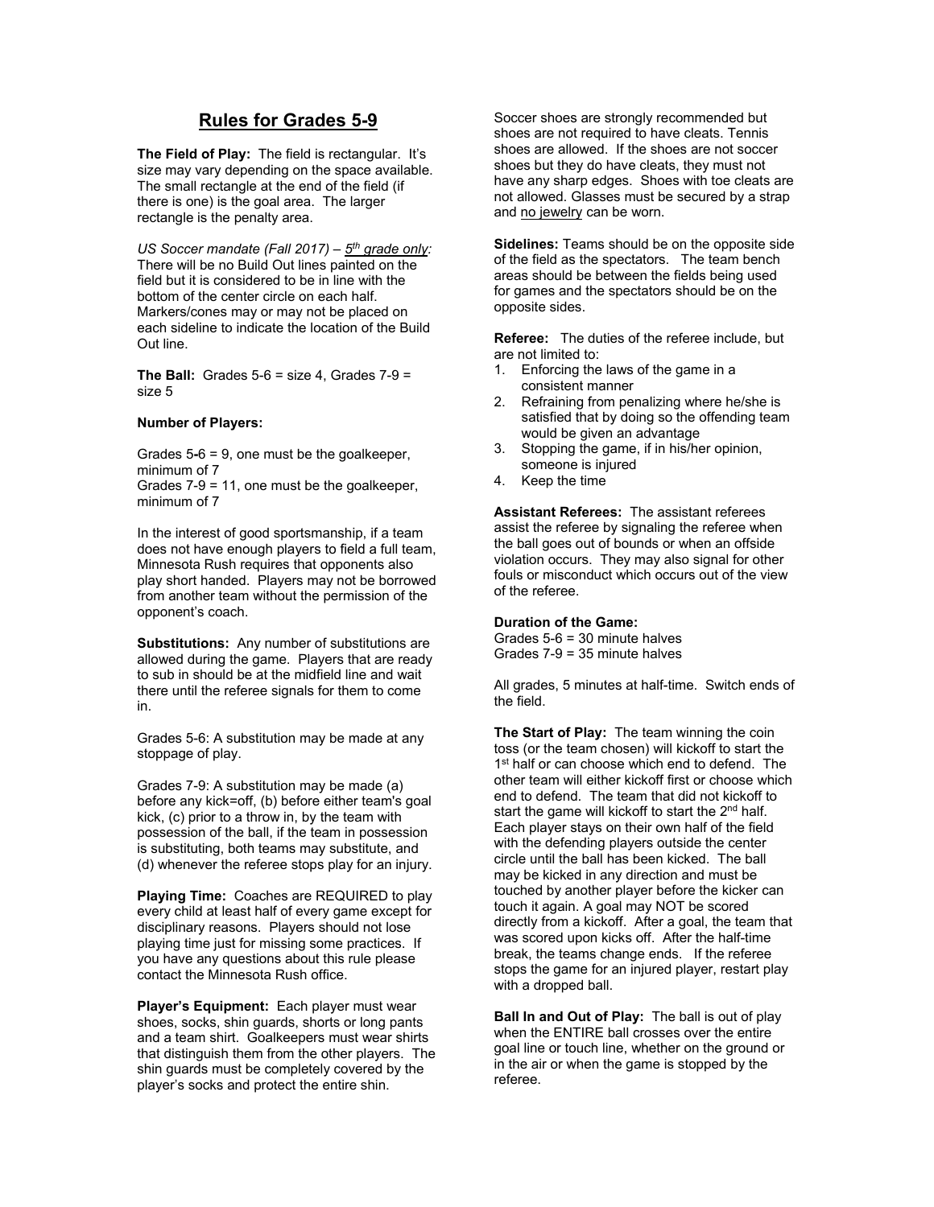# Rules for Grades 5-9

**The Field of Play:** The field is rectangular. It's size may vary depending on the space available. The small rectangle at the end of the field (if there is one) is the goal area. The larger rectangle is the penalty area.

*US Soccer mandate (Fall 2017) – 5th grade only:* There will be no Build Out lines painted on the field but it is considered to be in line with the bottom of the center circle on each half. Markers/cones may or may not be placed on each sideline to indicate the location of the Build Out line.

**The Ball:** Grades 5-6 = size 4, Grades 7-9 = size 5

**Number of Players:**

Grades 5-6 = 9, one must be the goalkeeper, minimum of 7
Grades 7-9 = 11, one must be the goalkeeper, minimum of 7

In the interest of good sportsmanship, if a team does not have enough players to field a full team, Minnesota Rush requires that opponents also play short handed. Players may not be borrowed from another team without the permission of the opponent's coach.

**Substitutions:** Any number of substitutions are allowed during the game. Players that are ready to sub in should be at the midfield line and wait there until the referee signals for them to come in.

Grades 5-6: A substitution may be made at any stoppage of play.

Grades 7-9: A substitution may be made (a) before any kick=off, (b) before either team's goal kick, (c) prior to a throw in, by the team with possession of the ball, if the team in possession is substituting, both teams may substitute, and (d) whenever the referee stops play for an injury.

**Playing Time:** Coaches are REQUIRED to play every child at least half of every game except for disciplinary reasons. Players should not lose playing time just for missing some practices. If you have any questions about this rule please contact the Minnesota Rush office.

**Player's Equipment:** Each player must wear shoes, socks, shin guards, shorts or long pants and a team shirt. Goalkeepers must wear shirts that distinguish them from the other players. The shin guards must be completely covered by the player's socks and protect the entire shin.

Soccer shoes are strongly recommended but shoes are not required to have cleats. Tennis shoes are allowed. If the shoes are not soccer shoes but they do have cleats, they must not have any sharp edges. Shoes with toe cleats are not allowed. Glasses must be secured by a strap and no jewelry can be worn.

**Sidelines:** Teams should be on the opposite side of the field as the spectators. The team bench areas should be between the fields being used for games and the spectators should be on the opposite sides.

**Referee:** The duties of the referee include, but are not limited to:

1. Enforcing the laws of the game in a consistent manner
2. Refraining from penalizing where he/she is satisfied that by doing so the offending team would be given an advantage
3. Stopping the game, if in his/her opinion, someone is injured
4. Keep the time

**Assistant Referees:** The assistant referees assist the referee by signaling the referee when the ball goes out of bounds or when an offside violation occurs. They may also signal for other fouls or misconduct which occurs out of the view of the referee.

**Duration of the Game:**
Grades 5-6 = 30 minute halves
Grades 7-9 = 35 minute halves

All grades, 5 minutes at half-time. Switch ends of the field.

**The Start of Play:** The team winning the coin toss (or the team chosen) will kickoff to start the 1st half or can choose which end to defend. The other team will either kickoff first or choose which end to defend. The team that did not kickoff to start the game will kickoff to start the 2nd half. Each player stays on their own half of the field with the defending players outside the center circle until the ball has been kicked. The ball may be kicked in any direction and must be touched by another player before the kicker can touch it again. A goal may NOT be scored directly from a kickoff. After a goal, the team that was scored upon kicks off. After the half-time break, the teams change ends. If the referee stops the game for an injured player, restart play with a dropped ball.

**Ball In and Out of Play:** The ball is out of play when the ENTIRE ball crosses over the entire goal line or touch line, whether on the ground or in the air or when the game is stopped by the referee.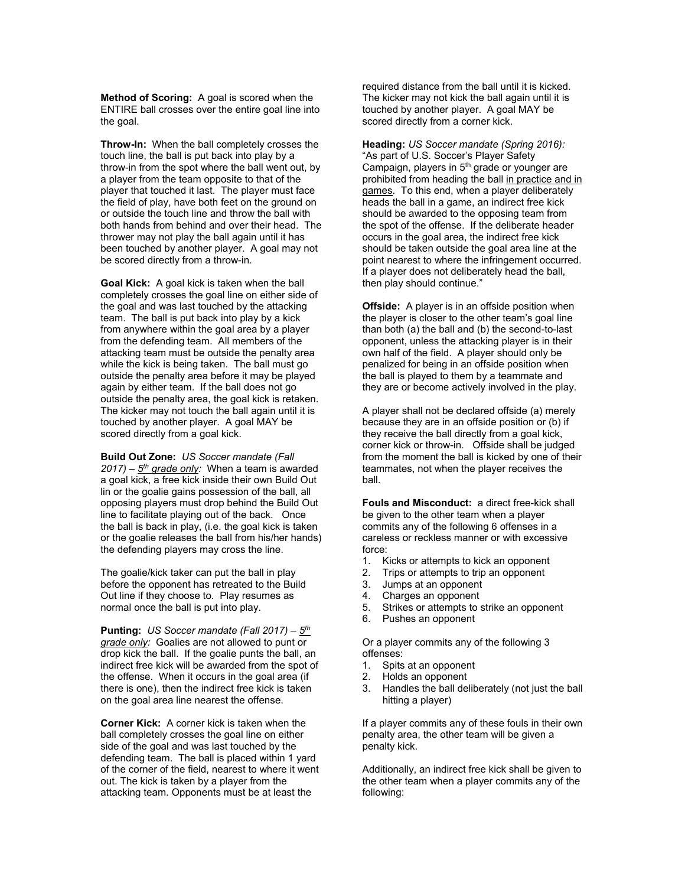**Method of Scoring:** A goal is scored when the ENTIRE ball crosses over the entire goal line into the goal.

**Throw-In:** When the ball completely crosses the touch line, the ball is put back into play by a throw-in from the spot where the ball went out, by a player from the team opposite to that of the player that touched it last. The player must face the field of play, have both feet on the ground on or outside the touch line and throw the ball with both hands from behind and over their head. The thrower may not play the ball again until it has been touched by another player. A goal may not be scored directly from a throw-in.

**Goal Kick:** A goal kick is taken when the ball completely crosses the goal line on either side of the goal and was last touched by the attacking team. The ball is put back into play by a kick from anywhere within the goal area by a player from the defending team. All members of the attacking team must be outside the penalty area while the kick is being taken. The ball must go outside the penalty area before it may be played again by either team. If the ball does not go outside the penalty area, the goal kick is retaken. The kicker may not touch the ball again until it is touched by another player. A goal MAY be scored directly from a goal kick.

**Build Out Zone:** *US Soccer mandate (Fall 2017) – 5th grade only:* When a team is awarded a goal kick, a free kick inside their own Build Out lin or the goalie gains possession of the ball, all opposing players must drop behind the Build Out line to facilitate playing out of the back. Once the ball is back in play, (i.e. the goal kick is taken or the goalie releases the ball from his/her hands) the defending players may cross the line.

The goalie/kick taker can put the ball in play before the opponent has retreated to the Build Out line if they choose to. Play resumes as normal once the ball is put into play.

**Punting:** *US Soccer mandate (Fall 2017) – 5th grade only:* Goalies are not allowed to punt or drop kick the ball. If the goalie punts the ball, an indirect free kick will be awarded from the spot of the offense. When it occurs in the goal area (if there is one), then the indirect free kick is taken on the goal area line nearest the offense.

**Corner Kick:** A corner kick is taken when the ball completely crosses the goal line on either side of the goal and was last touched by the defending team. The ball is placed within 1 yard of the corner of the field, nearest to where it went out. The kick is taken by a player from the attacking team. Opponents must be at least the required distance from the ball until it is kicked. The kicker may not kick the ball again until it is touched by another player. A goal MAY be scored directly from a corner kick.

**Heading:** *US Soccer mandate (Spring 2016):* "As part of U.S. Soccer's Player Safety Campaign, players in 5th grade or younger are prohibited from heading the ball in practice and in games. To this end, when a player deliberately heads the ball in a game, an indirect free kick should be awarded to the opposing team from the spot of the offense. If the deliberate header occurs in the goal area, the indirect free kick should be taken outside the goal area line at the point nearest to where the infringement occurred. If a player does not deliberately head the ball, then play should continue."

**Offside:** A player is in an offside position when the player is closer to the other team's goal line than both (a) the ball and (b) the second-to-last opponent, unless the attacking player is in their own half of the field. A player should only be penalized for being in an offside position when the ball is played to them by a teammate and they are or become actively involved in the play.

A player shall not be declared offside (a) merely because they are in an offside position or (b) if they receive the ball directly from a goal kick, corner kick or throw-in. Offside shall be judged from the moment the ball is kicked by one of their teammates, not when the player receives the ball.

**Fouls and Misconduct:** a direct free-kick shall be given to the other team when a player commits any of the following 6 offenses in a careless or reckless manner or with excessive force:

1. Kicks or attempts to kick an opponent
2. Trips or attempts to trip an opponent
3. Jumps at an opponent
4. Charges an opponent
5. Strikes or attempts to strike an opponent
6. Pushes an opponent

Or a player commits any of the following 3 offenses:

1. Spits at an opponent
2. Holds an opponent
3. Handles the ball deliberately (not just the ball hitting a player)

If a player commits any of these fouls in their own penalty area, the other team will be given a penalty kick.

Additionally, an indirect free kick shall be given to the other team when a player commits any of the following: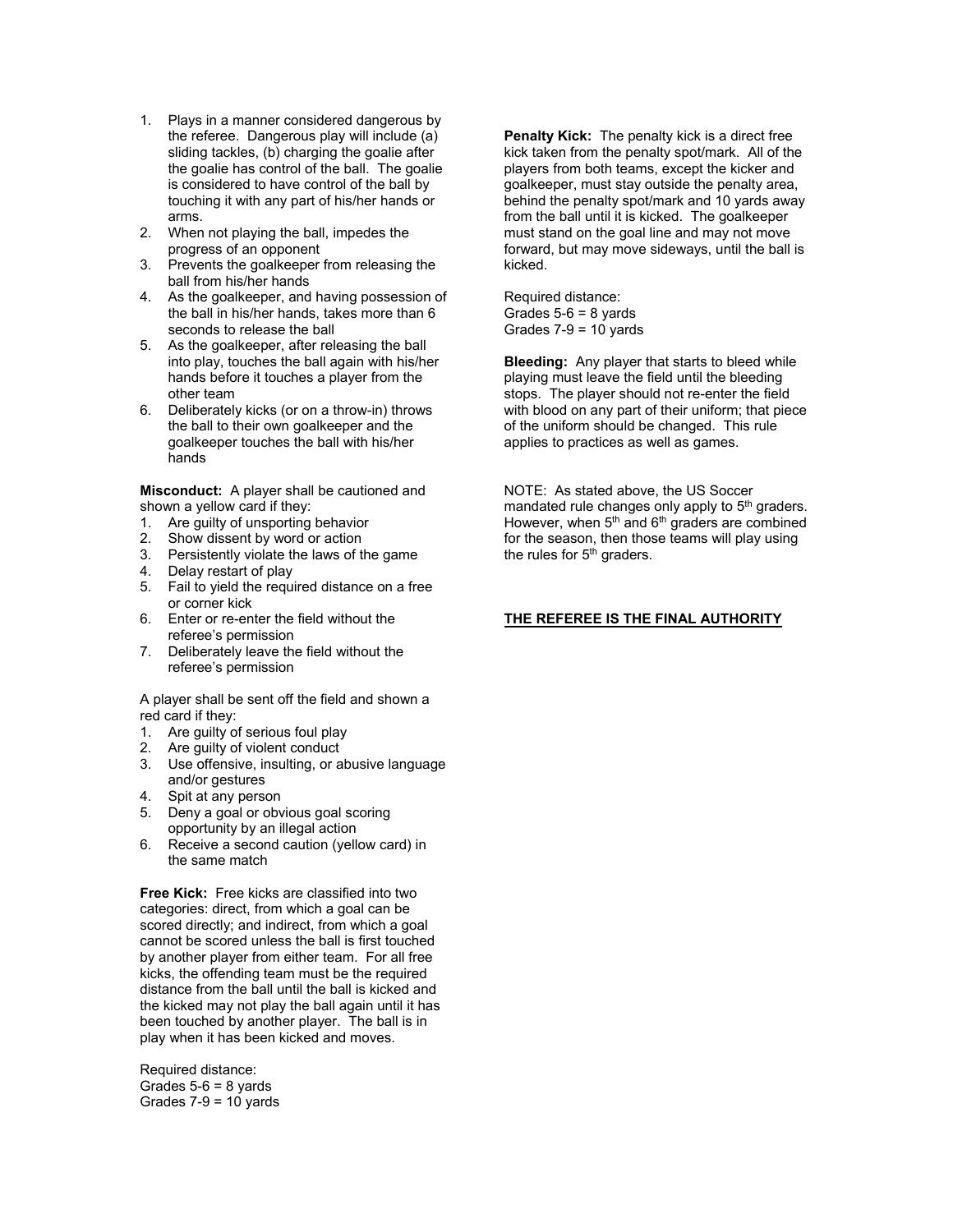1. Plays in a manner considered dangerous by the referee. Dangerous play will include (a) sliding tackles, (b) charging the goalie after the goalie has control of the ball. The goalie is considered to have control of the ball by touching it with any part of his/her hands or arms.
2. When not playing the ball, impedes the progress of an opponent
3. Prevents the goalkeeper from releasing the ball from his/her hands
4. As the goalkeeper, and having possession of the ball in his/her hands, takes more than 6 seconds to release the ball
5. As the goalkeeper, after releasing the ball into play, touches the ball again with his/her hands before it touches a player from the other team
6. Deliberately kicks (or on a throw-in) throws the ball to their own goalkeeper and the goalkeeper touches the ball with his/her hands

**Misconduct:** A player shall be cautioned and shown a yellow card if they:
1. Are guilty of unsporting behavior
2. Show dissent by word or action
3. Persistently violate the laws of the game
4. Delay restart of play
5. Fail to yield the required distance on a free or corner kick
6. Enter or re-enter the field without the referee's permission
7. Deliberately leave the field without the referee's permission

A player shall be sent off the field and shown a red card if they:
1. Are guilty of serious foul play
2. Are guilty of violent conduct
3. Use offensive, insulting, or abusive language and/or gestures
4. Spit at any person
5. Deny a goal or obvious goal scoring opportunity by an illegal action
6. Receive a second caution (yellow card) in the same match

**Free Kick:** Free kicks are classified into two categories: direct, from which a goal can be scored directly; and indirect, from which a goal cannot be scored unless the ball is first touched by another player from either team. For all free kicks, the offending team must be the required distance from the ball until the ball is kicked and the kicked may not play the ball again until it has been touched by another player. The ball is in play when it has been kicked and moves.

Required distance:
Grades 5-6 = 8 yards
Grades 7-9 = 10 yards

**Penalty Kick:** The penalty kick is a direct free kick taken from the penalty spot/mark. All of the players from both teams, except the kicker and goalkeeper, must stay outside the penalty area, behind the penalty spot/mark and 10 yards away from the ball until it is kicked. The goalkeeper must stand on the goal line and may not move forward, but may move sideways, until the ball is kicked.

Required distance:
Grades 5-6 = 8 yards
Grades 7-9 = 10 yards

**Bleeding:** Any player that starts to bleed while playing must leave the field until the bleeding stops. The player should not re-enter the field with blood on any part of their uniform; that piece of the uniform should be changed. This rule applies to practices as well as games.

NOTE: As stated above, the US Soccer mandated rule changes only apply to 5th graders. However, when 5th and 6th graders are combined for the season, then those teams will play using the rules for 5th graders.

**<u>THE REFEREE IS THE FINAL AUTHORITY</u>**